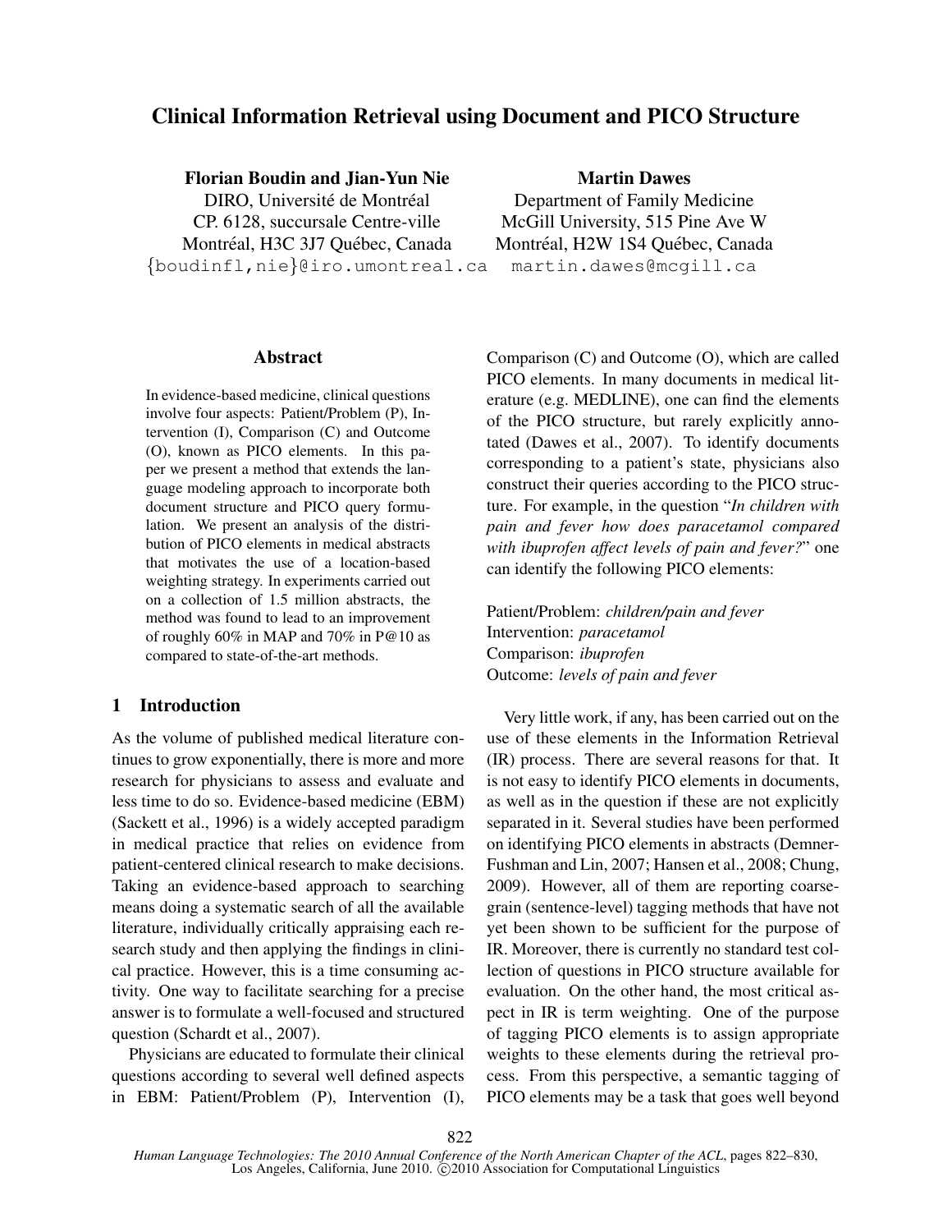# Clinical Information Retrieval using Document and PICO Structure

**Florian Boudin and Jian-Yun Nie**
DIRO, Université de Montréal
CP. 6128, succursale Centre-ville
Montréal, H3C 3J7 Québec, Canada
{boudinfl,nie}@iro.umontreal.ca

**Martin Dawes**
Department of Family Medicine
McGill University, 515 Pine Ave W
Montréal, H2W 1S4 Québec, Canada
martin.dawes@mcgill.ca

## Abstract

In evidence-based medicine, clinical questions involve four aspects: Patient/Problem (P), Intervention (I), Comparison (C) and Outcome (O), known as PICO elements. In this paper we present a method that extends the language modeling approach to incorporate both document structure and PICO query formulation. We present an analysis of the distribution of PICO elements in medical abstracts that motivates the use of a location-based weighting strategy. In experiments carried out on a collection of 1.5 million abstracts, the method was found to lead to an improvement of roughly 60% in MAP and 70% in P@10 as compared to state-of-the-art methods.

## 1 Introduction

As the volume of published medical literature continues to grow exponentially, there is more and more research for physicians to assess and evaluate and less time to do so. Evidence-based medicine (EBM) (Sackett et al., 1996) is a widely accepted paradigm in medical practice that relies on evidence from patient-centered clinical research to make decisions. Taking an evidence-based approach to searching means doing a systematic search of all the available literature, individually critically appraising each research study and then applying the findings in clinical practice. However, this is a time consuming activity. One way to facilitate searching for a precise answer is to formulate a well-focused and structured question (Schardt et al., 2007).

Physicians are educated to formulate their clinical questions according to several well defined aspects in EBM: Patient/Problem (P), Intervention (I), Comparison (C) and Outcome (O), which are called PICO elements. In many documents in medical literature (e.g. MEDLINE), one can find the elements of the PICO structure, but rarely explicitly annotated (Dawes et al., 2007). To identify documents corresponding to a patient's state, physicians also construct their queries according to the PICO structure. For example, in the question "*In children with pain and fever how does paracetamol compared with ibuprofen affect levels of pain and fever?*" one can identify the following PICO elements:

Patient/Problem: *children/pain and fever*
Intervention: *paracetamol*
Comparison: *ibuprofen*
Outcome: *levels of pain and fever*

Very little work, if any, has been carried out on the use of these elements in the Information Retrieval (IR) process. There are several reasons for that. It is not easy to identify PICO elements in documents, as well as in the question if these are not explicitly separated in it. Several studies have been performed on identifying PICO elements in abstracts (Demner-Fushman and Lin, 2007; Hansen et al., 2008; Chung, 2009). However, all of them are reporting coarse-grain (sentence-level) tagging methods that have not yet been shown to be sufficient for the purpose of IR. Moreover, there is currently no standard test collection of questions in PICO structure available for evaluation. On the other hand, the most critical aspect in IR is term weighting. One of the purpose of tagging PICO elements is to assign appropriate weights to these elements during the retrieval process. From this perspective, a semantic tagging of PICO elements may be a task that goes well beyond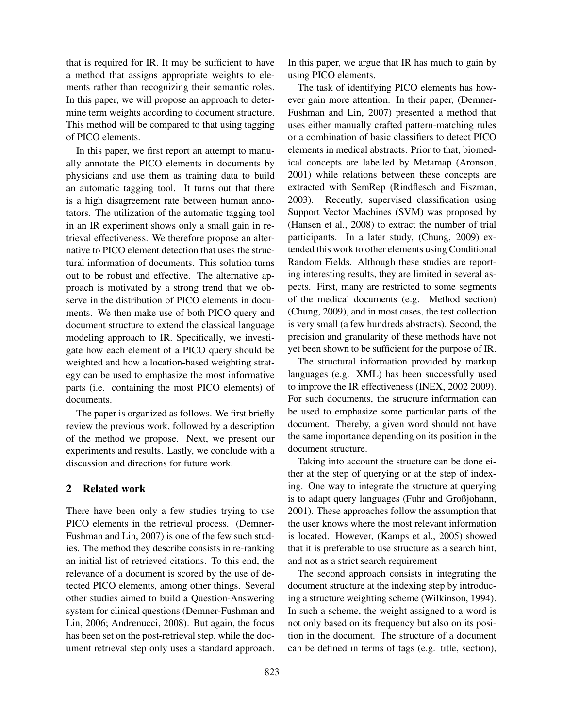that is required for IR. It may be sufficient to have a method that assigns appropriate weights to elements rather than recognizing their semantic roles. In this paper, we will propose an approach to determine term weights according to document structure. This method will be compared to that using tagging of PICO elements.

In this paper, we first report an attempt to manually annotate the PICO elements in documents by physicians and use them as training data to build an automatic tagging tool. It turns out that there is a high disagreement rate between human annotators. The utilization of the automatic tagging tool in an IR experiment shows only a small gain in retrieval effectiveness. We therefore propose an alternative to PICO element detection that uses the structural information of documents. This solution turns out to be robust and effective. The alternative approach is motivated by a strong trend that we observe in the distribution of PICO elements in documents. We then make use of both PICO query and document structure to extend the classical language modeling approach to IR. Specifically, we investigate how each element of a PICO query should be weighted and how a location-based weighting strategy can be used to emphasize the most informative parts (i.e. containing the most PICO elements) of documents.

The paper is organized as follows. We first briefly review the previous work, followed by a description of the method we propose. Next, we present our experiments and results. Lastly, we conclude with a discussion and directions for future work.

## 2 Related work

There have been only a few studies trying to use PICO elements in the retrieval process. (Demner-Fushman and Lin, 2007) is one of the few such studies. The method they describe consists in re-ranking an initial list of retrieved citations. To this end, the relevance of a document is scored by the use of detected PICO elements, among other things. Several other studies aimed to build a Question-Answering system for clinical questions (Demner-Fushman and Lin, 2006; Andrenucci, 2008). But again, the focus has been set on the post-retrieval step, while the document retrieval step only uses a standard approach. In this paper, we argue that IR has much to gain by using PICO elements.

The task of identifying PICO elements has however gain more attention. In their paper, (Demner-Fushman and Lin, 2007) presented a method that uses either manually crafted pattern-matching rules or a combination of basic classifiers to detect PICO elements in medical abstracts. Prior to that, biomedical concepts are labelled by Metamap (Aronson, 2001) while relations between these concepts are extracted with SemRep (Rindflesch and Fiszman, 2003). Recently, supervised classification using Support Vector Machines (SVM) was proposed by (Hansen et al., 2008) to extract the number of trial participants. In a later study, (Chung, 2009) extended this work to other elements using Conditional Random Fields. Although these studies are reporting interesting results, they are limited in several aspects. First, many are restricted to some segments of the medical documents (e.g. Method section) (Chung, 2009), and in most cases, the test collection is very small (a few hundreds abstracts). Second, the precision and granularity of these methods have not yet been shown to be sufficient for the purpose of IR.

The structural information provided by markup languages (e.g. XML) has been successfully used to improve the IR effectiveness (INEX, 2002 2009). For such documents, the structure information can be used to emphasize some particular parts of the document. Thereby, a given word should not have the same importance depending on its position in the document structure.

Taking into account the structure can be done either at the step of querying or at the step of indexing. One way to integrate the structure at querying is to adapt query languages (Fuhr and Großjohann, 2001). These approaches follow the assumption that the user knows where the most relevant information is located. However, (Kamps et al., 2005) showed that it is preferable to use structure as a search hint, and not as a strict search requirement

The second approach consists in integrating the document structure at the indexing step by introducing a structure weighting scheme (Wilkinson, 1994). In such a scheme, the weight assigned to a word is not only based on its frequency but also on its position in the document. The structure of a document can be defined in terms of tags (e.g. title, section),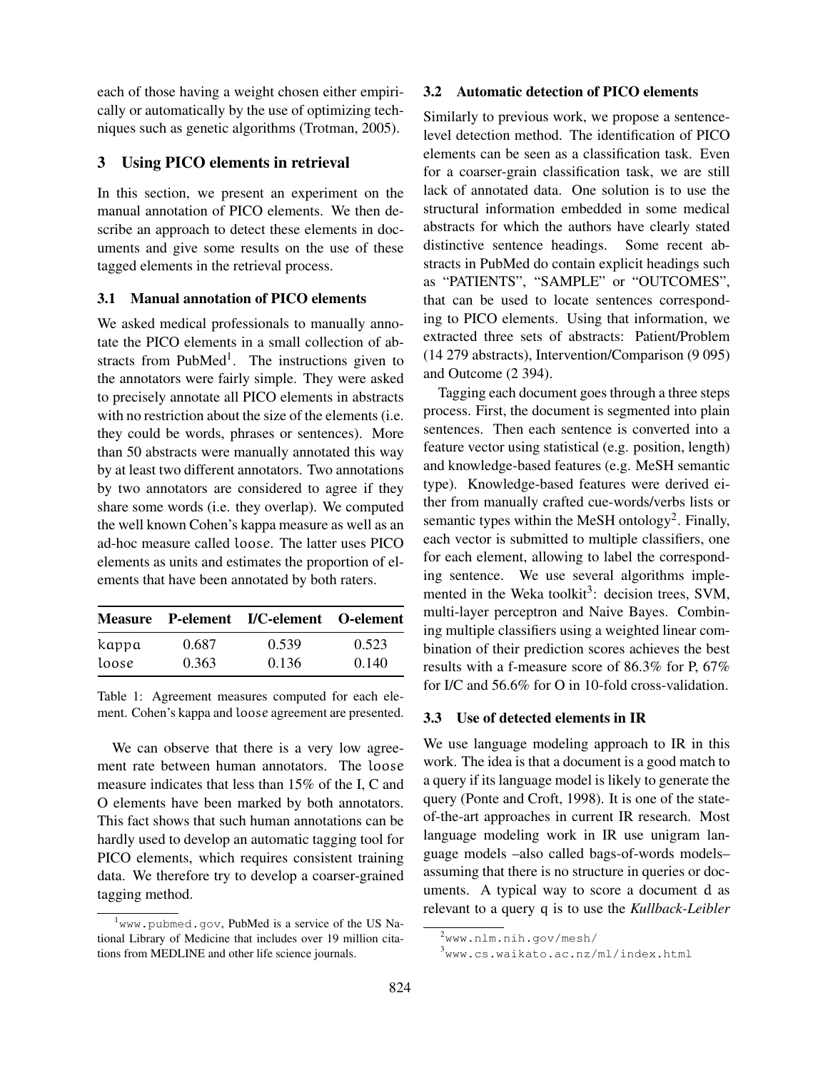each of those having a weight chosen either empirically or automatically by the use of optimizing techniques such as genetic algorithms (Trotman, 2005).

## 3 Using PICO elements in retrieval

In this section, we present an experiment on the manual annotation of PICO elements. We then describe an approach to detect these elements in documents and give some results on the use of these tagged elements in the retrieval process.

### 3.1 Manual annotation of PICO elements

We asked medical professionals to manually annotate the PICO elements in a small collection of abstracts from PubMed[1]. The instructions given to the annotators were fairly simple. They were asked to precisely annotate all PICO elements in abstracts with no restriction about the size of the elements (i.e. they could be words, phrases or sentences). More than 50 abstracts were manually annotated this way by at least two different annotators. Two annotations by two annotators are considered to agree if they share some words (i.e. they overlap). We computed the well known Cohen's kappa measure as well as an ad-hoc measure called loose. The latter uses PICO elements as units and estimates the proportion of elements that have been annotated by both raters.

| Measure | P-element | I/C-element | O-element |
|---|---|---|---|
| kappa | 0.687 | 0.539 | 0.523 |
| loose | 0.363 | 0.136 | 0.140 |

Table 1: Agreement measures computed for each element. Cohen's kappa and loose agreement are presented.

We can observe that there is a very low agreement rate between human annotators. The loose measure indicates that less than 15% of the I, C and O elements have been marked by both annotators. This fact shows that such human annotations can be hardly used to develop an automatic tagging tool for PICO elements, which requires consistent training data. We therefore try to develop a coarser-grained tagging method.

[1] www.pubmed.gov, PubMed is a service of the US National Library of Medicine that includes over 19 million citations from MEDLINE and other life science journals.

### 3.2 Automatic detection of PICO elements

Similarly to previous work, we propose a sentence-level detection method. The identification of PICO elements can be seen as a classification task. Even for a coarser-grain classification task, we are still lack of annotated data. One solution is to use the structural information embedded in some medical abstracts for which the authors have clearly stated distinctive sentence headings. Some recent abstracts in PubMed do contain explicit headings such as "PATIENTS", "SAMPLE" or "OUTCOMES", that can be used to locate sentences corresponding to PICO elements. Using that information, we extracted three sets of abstracts: Patient/Problem (14 279 abstracts), Intervention/Comparison (9 095) and Outcome (2 394).

Tagging each document goes through a three steps process. First, the document is segmented into plain sentences. Then each sentence is converted into a feature vector using statistical (e.g. position, length) and knowledge-based features (e.g. MeSH semantic type). Knowledge-based features were derived either from manually crafted cue-words/verbs lists or semantic types within the MeSH ontology[2]. Finally, each vector is submitted to multiple classifiers, one for each element, allowing to label the corresponding sentence. We use several algorithms implemented in the Weka toolkit[3]: decision trees, SVM, multi-layer perceptron and Naive Bayes. Combining multiple classifiers using a weighted linear combination of their prediction scores achieves the best results with a f-measure score of 86.3% for P, 67% for I/C and 56.6% for O in 10-fold cross-validation.

### 3.3 Use of detected elements in IR

We use language modeling approach to IR in this work. The idea is that a document is a good match to a query if its language model is likely to generate the query (Ponte and Croft, 1998). It is one of the state-of-the-art approaches in current IR research. Most language modeling work in IR use unigram language models –also called bags-of-words models– assuming that there is no structure in queries or documents. A typical way to score a document d as relevant to a query q is to use the *Kullback-Leibler*

[2] www.nlm.nih.gov/mesh/

[3] www.cs.waikato.ac.nz/ml/index.html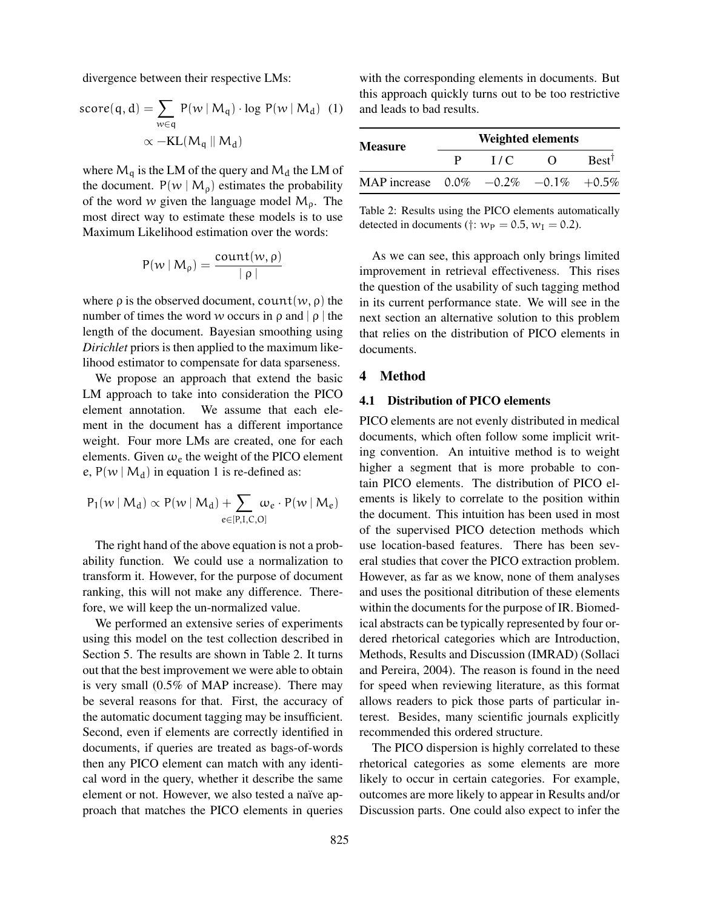divergence between their respective LMs:

$$\text{score}(q, d) = \sum_{w \in q} P(w \mid M_q) \cdot \log P(w \mid M_d) \quad (1)$$
$$\propto -\text{KL}(M_q \parallel M_d)$$

where $M_q$ is the LM of the query and $M_d$ the LM of the document. $P(w \mid M_\rho)$ estimates the probability of the word $w$ given the language model $M_\rho$. The most direct way to estimate these models is to use Maximum Likelihood estimation over the words:

$$P(w \mid M_\rho) = \frac{\text{count}(w, \rho)}{\mid \rho \mid}$$

where $\rho$ is the observed document, $\text{count}(w, \rho)$ the number of times the word $w$ occurs in $\rho$ and $\mid \rho \mid$ the length of the document. Bayesian smoothing using *Dirichlet* priors is then applied to the maximum likelihood estimator to compensate for data sparseness.

We propose an approach that extend the basic LM approach to take into consideration the PICO element annotation. We assume that each element in the document has a different importance weight. Four more LMs are created, one for each elements. Given $\omega_e$ the weight of the PICO element e, $P(w \mid M_d)$ in equation 1 is re-defined as:

$$P_1(w \mid M_d) \propto P(w \mid M_d) + \sum_{e \in [P,I,C,O]} \omega_e \cdot P(w \mid M_e)$$

The right hand of the above equation is not a probability function. We could use a normalization to transform it. However, for the purpose of document ranking, this will not make any difference. Therefore, we will keep the un-normalized value.

We performed an extensive series of experiments using this model on the test collection described in Section 5. The results are shown in Table 2. It turns out that the best improvement we were able to obtain is very small (0.5% of MAP increase). There may be several reasons for that. First, the accuracy of the automatic document tagging may be insufficient. Second, even if elements are correctly identified in documents, if queries are treated as bags-of-words then any PICO element can match with any identical word in the query, whether it describe the same element or not. However, we also tested a naïve approach that matches the PICO elements in queries with the corresponding elements in documents. But this approach quickly turns out to be too restrictive and leads to bad results.

| Measure | Weighted elements | | | |
|---|---|---|---|---|
| | P | I / C | O | Best† |
| MAP increase | 0.0% | −0.2% | −0.1% | +0.5% |

Table 2: Results using the PICO elements automatically detected in documents (†: $w_P = 0.5$, $w_I = 0.2$).

As we can see, this approach only brings limited improvement in retrieval effectiveness. This rises the question of the usability of such tagging method in its current performance state. We will see in the next section an alternative solution to this problem that relies on the distribution of PICO elements in documents.

## 4 Method

### 4.1 Distribution of PICO elements

PICO elements are not evenly distributed in medical documents, which often follow some implicit writing convention. An intuitive method is to weight higher a segment that is more probable to contain PICO elements. The distribution of PICO elements is likely to correlate to the position within the document. This intuition has been used in most of the supervised PICO detection methods which use location-based features. There has been several studies that cover the PICO extraction problem. However, as far as we know, none of them analyses and uses the positional ditribution of these elements within the documents for the purpose of IR. Biomedical abstracts can be typically represented by four ordered rhetorical categories which are Introduction, Methods, Results and Discussion (IMRAD) (Sollaci and Pereira, 2004). The reason is found in the need for speed when reviewing literature, as this format allows readers to pick those parts of particular interest. Besides, many scientific journals explicitly recommended this ordered structure.

The PICO dispersion is highly correlated to these rhetorical categories as some elements are more likely to occur in certain categories. For example, outcomes are more likely to appear in Results and/or Discussion parts. One could also expect to infer the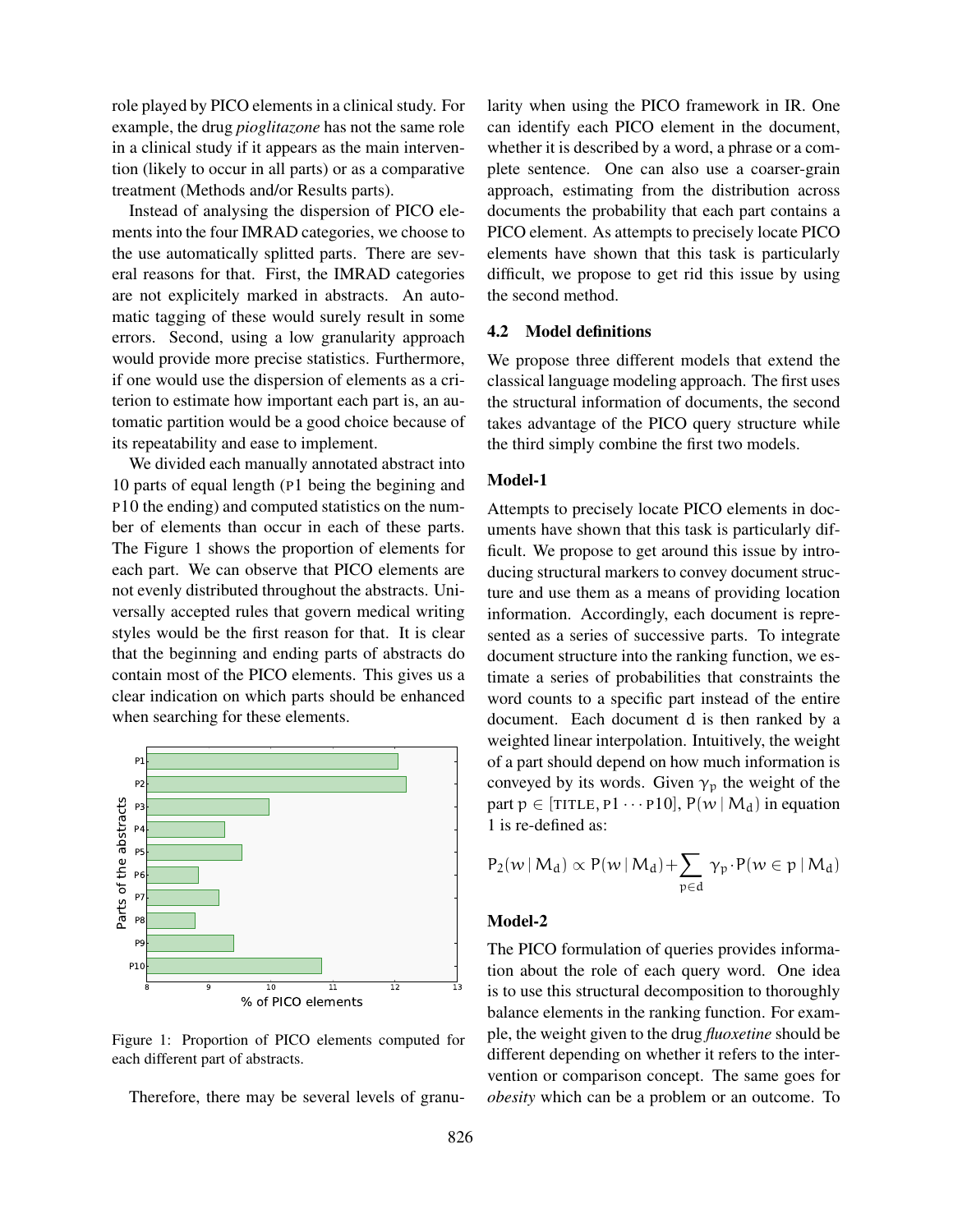role played by PICO elements in a clinical study. For example, the drug *pioglitazone* has not the same role in a clinical study if it appears as the main intervention (likely to occur in all parts) or as a comparative treatment (Methods and/or Results parts).

Instead of analysing the dispersion of PICO elements into the four IMRAD categories, we choose to the use automatically splitted parts. There are several reasons for that. First, the IMRAD categories are not explicitely marked in abstracts. An automatic tagging of these would surely result in some errors. Second, using a low granularity approach would provide more precise statistics. Furthermore, if one would use the dispersion of elements as a criterion to estimate how important each part is, an automatic partition would be a good choice because of its repeatability and ease to implement.

We divided each manually annotated abstract into 10 parts of equal length (P1 being the begining and P10 the ending) and computed statistics on the number of elements than occur in each of these parts. The Figure 1 shows the proportion of elements for each part. We can observe that PICO elements are not evenly distributed throughout the abstracts. Universally accepted rules that govern medical writing styles would be the first reason for that. It is clear that the beginning and ending parts of abstracts do contain most of the PICO elements. This gives us a clear indication on which parts should be enhanced when searching for these elements.

Figure 1: Proportion of PICO elements computed for each different part of abstracts.

Therefore, there may be several levels of granularity when using the PICO framework in IR. One can identify each PICO element in the document, whether it is described by a word, a phrase or a complete sentence. One can also use a coarser-grain approach, estimating from the distribution across documents the probability that each part contains a PICO element. As attempts to precisely locate PICO elements have shown that this task is particularly difficult, we propose to get rid this issue by using the second method.

### 4.2 Model definitions

We propose three different models that extend the classical language modeling approach. The first uses the structural information of documents, the second takes advantage of the PICO query structure while the third simply combine the first two models.

#### Model-1

Attempts to precisely locate PICO elements in documents have shown that this task is particularly difficult. We propose to get around this issue by introducing structural markers to convey document structure and use them as a means of providing location information. Accordingly, each document is represented as a series of successive parts. To integrate document structure into the ranking function, we estimate a series of probabilities that constraints the word counts to a specific part instead of the entire document. Each document d is then ranked by a weighted linear interpolation. Intuitively, the weight of a part should depend on how much information is conveyed by its words. Given $\gamma_p$ the weight of the part $p \in [\text{TITLE}, \text{P1} \cdots \text{P10}]$, $P(w \mid M_d)$ in equation 1 is re-defined as:

$$P_2(w \mid M_d) \propto P(w \mid M_d) + \sum_{p \in d} \gamma_p \cdot P(w \in p \mid M_d)$$

#### Model-2

The PICO formulation of queries provides information about the role of each query word. One idea is to use this structural decomposition to thoroughly balance elements in the ranking function. For example, the weight given to the drug *fluoxetine* should be different depending on whether it refers to the intervention or comparison concept. The same goes for *obesity* which can be a problem or an outcome. To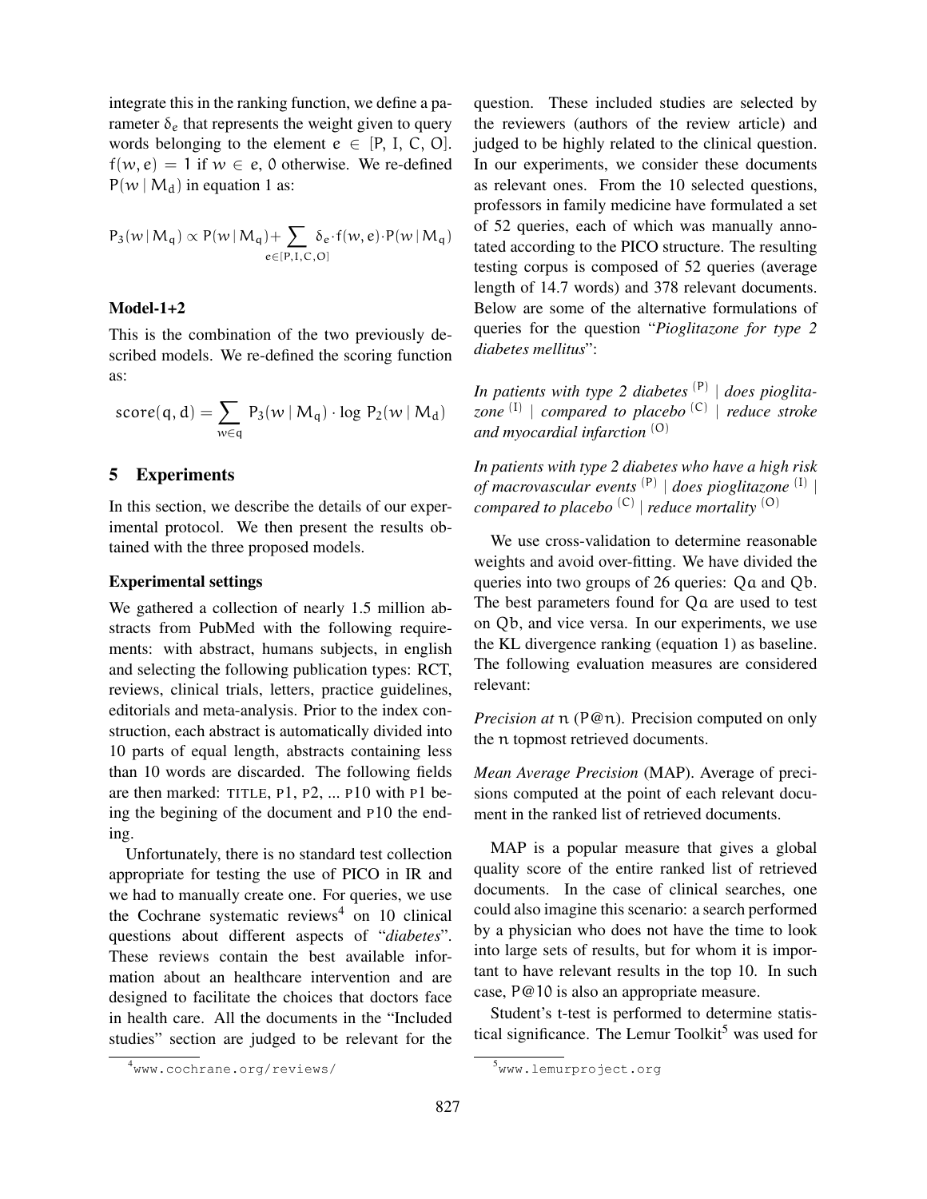integrate this in the ranking function, we define a parameter $\delta_e$ that represents the weight given to query words belonging to the element $e \in [P, I, C, O]$. $f(w, e) = 1$ if $w \in e$, 0 otherwise. We re-defined $P(w \mid M_d)$ in equation 1 as:

$$P_3(w \mid M_q) \propto P(w \mid M_q) + \sum_{e \in [P,I,C,O]} \delta_e \cdot f(w, e) \cdot P(w \mid M_q)$$

### Model-1+2

This is the combination of the two previously described models. We re-defined the scoring function as:

$$\text{score}(q, d) = \sum_{w \in q} P_3(w \mid M_q) \cdot \log P_2(w \mid M_d)$$

## 5 Experiments

In this section, we describe the details of our experimental protocol. We then present the results obtained with the three proposed models.

### Experimental settings

We gathered a collection of nearly 1.5 million abstracts from PubMed with the following requirements: with abstract, humans subjects, in english and selecting the following publication types: RCT, reviews, clinical trials, letters, practice guidelines, editorials and meta-analysis. Prior to the index construction, each abstract is automatically divided into 10 parts of equal length, abstracts containing less than 10 words are discarded. The following fields are then marked: TITLE, P1, P2, ... P10 with P1 being the begining of the document and P10 the ending.

Unfortunately, there is no standard test collection appropriate for testing the use of PICO in IR and we had to manually create one. For queries, we use the Cochrane systematic reviews[4] on 10 clinical questions about different aspects of "*diabetes*". These reviews contain the best available information about an healthcare intervention and are designed to facilitate the choices that doctors face in health care. All the documents in the "Included studies" section are judged to be relevant for the question. These included studies are selected by the reviewers (authors of the review article) and judged to be highly related to the clinical question. In our experiments, we consider these documents as relevant ones. From the 10 selected questions, professors in family medicine have formulated a set of 52 queries, each of which was manually annotated according to the PICO structure. The resulting testing corpus is composed of 52 queries (average length of 14.7 words) and 378 relevant documents. Below are some of the alternative formulations of queries for the question "*Pioglitazone for type 2 diabetes mellitus*":

***In patients with type 2 diabetes*** (P) | ***does pioglitazone*** (I) | ***compared to placebo*** (C) | ***reduce stroke and myocardial infarction*** (O)

***In patients with type 2 diabetes who have a high risk of macrovascular events*** (P) | ***does pioglitazone*** (I) | ***compared to placebo*** (C) | ***reduce mortality*** (O)

We use cross-validation to determine reasonable weights and avoid over-fitting. We have divided the queries into two groups of 26 queries: $Qa$ and $Qb$. The best parameters found for $Qa$ are used to test on $Qb$, and vice versa. In our experiments, we use the KL divergence ranking (equation 1) as baseline. The following evaluation measures are considered relevant:

*Precision at* $n$ ($P@n$). Precision computed on only the $n$ topmost retrieved documents.

*Mean Average Precision* (MAP). Average of precisions computed at the point of each relevant document in the ranked list of retrieved documents.

MAP is a popular measure that gives a global quality score of the entire ranked list of retrieved documents. In the case of clinical searches, one could also imagine this scenario: a search performed by a physician who does not have the time to look into large sets of results, but for whom it is important to have relevant results in the top 10. In such case, $P@10$ is also an appropriate measure.

Student's t-test is performed to determine statistical significance. The Lemur Toolkit[5] was used for

[4] www.cochrane.org/reviews/

[5] www.lemurproject.org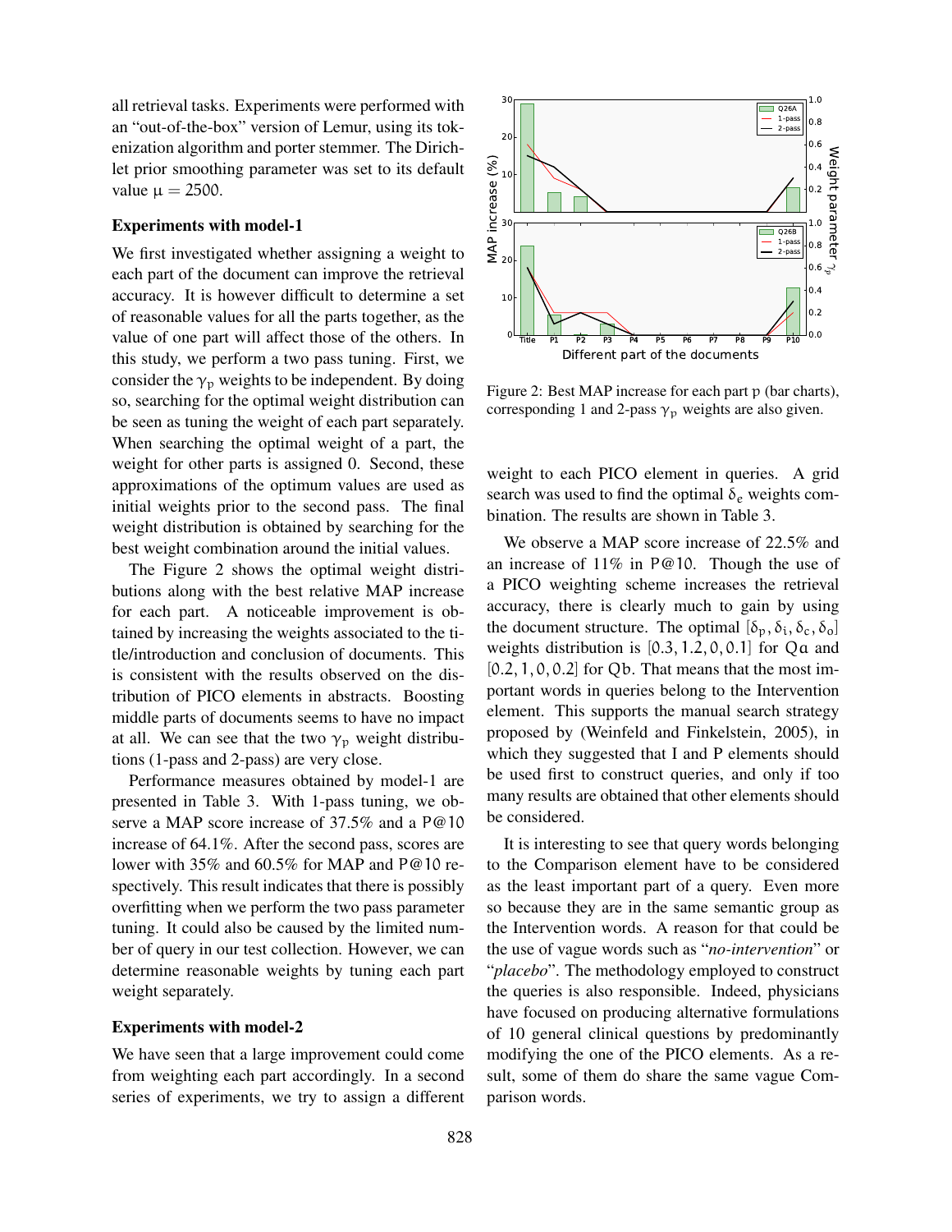all retrieval tasks. Experiments were performed with an "out-of-the-box" version of Lemur, using its tokenization algorithm and porter stemmer. The Dirichlet prior smoothing parameter was set to its default value $\mu = 2500$.

### Experiments with model-1

We first investigated whether assigning a weight to each part of the document can improve the retrieval accuracy. It is however difficult to determine a set of reasonable values for all the parts together, as the value of one part will affect those of the others. In this study, we perform a two pass tuning. First, we consider the $\gamma_p$ weights to be independent. By doing so, searching for the optimal weight distribution can be seen as tuning the weight of each part separately. When searching the optimal weight of a part, the weight for other parts is assigned 0. Second, these approximations of the optimum values are used as initial weights prior to the second pass. The final weight distribution is obtained by searching for the best weight combination around the initial values.

The Figure 2 shows the optimal weight distributions along with the best relative MAP increase for each part. A noticeable improvement is obtained by increasing the weights associated to the title/introduction and conclusion of documents. This is consistent with the results observed on the distribution of PICO elements in abstracts. Boosting middle parts of documents seems to have no impact at all. We can see that the two $\gamma_p$ weight distributions (1-pass and 2-pass) are very close.

Performance measures obtained by model-1 are presented in Table 3. With 1-pass tuning, we observe a MAP score increase of 37.5% and a P@10 increase of 64.1%. After the second pass, scores are lower with 35% and 60.5% for MAP and P@10 respectively. This result indicates that there is possibly overfitting when we perform the two pass parameter tuning. It could also be caused by the limited number of query in our test collection. However, we can determine reasonable weights by tuning each part weight separately.

### Experiments with model-2

We have seen that a large improvement could come from weighting each part accordingly. In a second series of experiments, we try to assign a different weight to each PICO element in queries. A grid search was used to find the optimal $\delta_e$ weights combination. The results are shown in Table 3.

We observe a MAP score increase of 22.5% and an increase of 11% in P@10. Though the use of a PICO weighting scheme increases the retrieval accuracy, there is clearly much to gain by using the document structure. The optimal $[\delta_p, \delta_i, \delta_c, \delta_o]$ weights distribution is $[0.3, 1.2, 0, 0.1]$ for $Qa$ and $[0.2, 1, 0, 0.2]$ for $Qb$. That means that the most important words in queries belong to the Intervention element. This supports the manual search strategy proposed by (Weinfeld and Finkelstein, 2005), in which they suggested that I and P elements should be used first to construct queries, and only if too many results are obtained that other elements should be considered.

It is interesting to see that query words belonging to the Comparison element have to be considered as the least important part of a query. Even more so because they are in the same semantic group as the Intervention words. A reason for that could be the use of vague words such as "*no-intervention*" or "*placebo*". The methodology employed to construct the queries is also responsible. Indeed, physicians have focused on producing alternative formulations of 10 general clinical questions by predominantly modifying the one of the PICO elements. As a result, some of them do share the same vague Comparison words.

Figure 2: Best MAP increase for each part p (bar charts), corresponding 1 and 2-pass $\gamma_p$ weights are also given.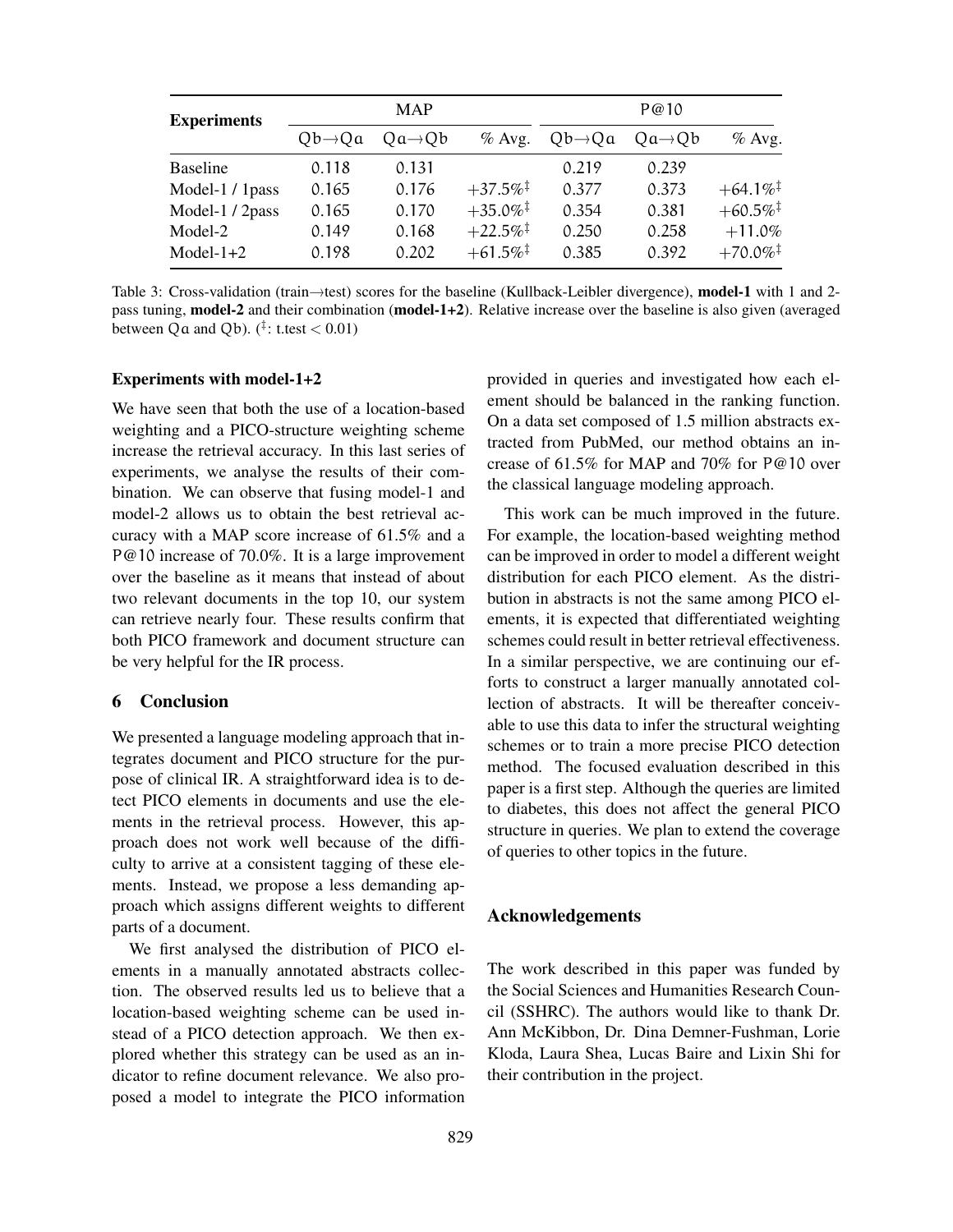| Experiments | MAP | | | P@10 | | |
|---|---|---|---|---|---|---|
| | Qb→Qa | Qa→Qb | % Avg. | Qb→Qa | Qa→Qb | % Avg. |
| Baseline | 0.118 | 0.131 | | 0.219 | 0.239 | |
| Model-1 / 1pass | 0.165 | 0.176 | +37.5%‡ | 0.377 | 0.373 | +64.1%‡ |
| Model-1 / 2pass | 0.165 | 0.170 | +35.0%‡ | 0.354 | 0.381 | +60.5%‡ |
| Model-2 | 0.149 | 0.168 | +22.5%‡ | 0.250 | 0.258 | +11.0% |
| Model-1+2 | 0.198 | 0.202 | +61.5%‡ | 0.385 | 0.392 | +70.0%‡ |

Table 3: Cross-validation (train→test) scores for the baseline (Kullback-Leibler divergence), **model-1** with 1 and 2-pass tuning, **model-2** and their combination (**model-1+2**). Relative increase over the baseline is also given (averaged between Qa and Qb). (‡: t.test $< 0.01$)

### Experiments with model-1+2

We have seen that both the use of a location-based weighting and a PICO-structure weighting scheme increase the retrieval accuracy. In this last series of experiments, we analyse the results of their combination. We can observe that fusing model-1 and model-2 allows us to obtain the best retrieval accuracy with a MAP score increase of 61.5% and a P@10 increase of 70.0%. It is a large improvement over the baseline as it means that instead of about two relevant documents in the top 10, our system can retrieve nearly four. These results confirm that both PICO framework and document structure can be very helpful for the IR process.

## 6 Conclusion

We presented a language modeling approach that integrates document and PICO structure for the purpose of clinical IR. A straightforward idea is to detect PICO elements in documents and use the elements in the retrieval process. However, this approach does not work well because of the difficulty to arrive at a consistent tagging of these elements. Instead, we propose a less demanding approach which assigns different weights to different parts of a document.

We first analysed the distribution of PICO elements in a manually annotated abstracts collection. The observed results led us to believe that a location-based weighting scheme can be used instead of a PICO detection approach. We then explored whether this strategy can be used as an indicator to refine document relevance. We also proposed a model to integrate the PICO information provided in queries and investigated how each element should be balanced in the ranking function. On a data set composed of 1.5 million abstracts extracted from PubMed, our method obtains an increase of 61.5% for MAP and 70% for P@10 over the classical language modeling approach.

This work can be much improved in the future. For example, the location-based weighting method can be improved in order to model a different weight distribution for each PICO element. As the distribution in abstracts is not the same among PICO elements, it is expected that differentiated weighting schemes could result in better retrieval effectiveness. In a similar perspective, we are continuing our efforts to construct a larger manually annotated collection of abstracts. It will be thereafter conceivable to use this data to infer the structural weighting schemes or to train a more precise PICO detection method. The focused evaluation described in this paper is a first step. Although the queries are limited to diabetes, this does not affect the general PICO structure in queries. We plan to extend the coverage of queries to other topics in the future.

## Acknowledgements

The work described in this paper was funded by the Social Sciences and Humanities Research Council (SSHRC). The authors would like to thank Dr. Ann McKibbon, Dr. Dina Demner-Fushman, Lorie Kloda, Laura Shea, Lucas Baire and Lixin Shi for their contribution in the project.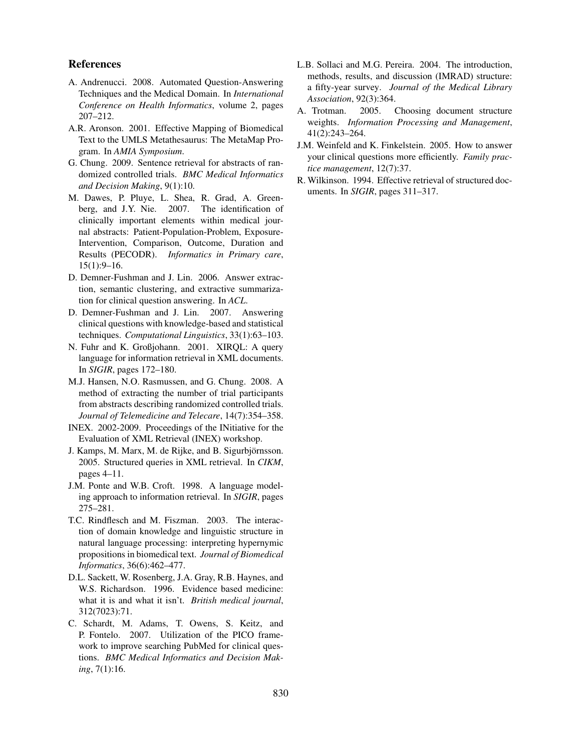## References

A. Andrenucci. 2008. Automated Question-Answering Techniques and the Medical Domain. In *International Conference on Health Informatics*, volume 2, pages 207–212.

A.R. Aronson. 2001. Effective Mapping of Biomedical Text to the UMLS Metathesaurus: The MetaMap Program. In *AMIA Symposium*.

G. Chung. 2009. Sentence retrieval for abstracts of randomized controlled trials. *BMC Medical Informatics and Decision Making*, 9(1):10.

M. Dawes, P. Pluye, L. Shea, R. Grad, A. Greenberg, and J.Y. Nie. 2007. The identification of clinically important elements within medical journal abstracts: Patient-Population-Problem, Exposure-Intervention, Comparison, Outcome, Duration and Results (PECODR). *Informatics in Primary care*, 15(1):9–16.

D. Demner-Fushman and J. Lin. 2006. Answer extraction, semantic clustering, and extractive summarization for clinical question answering. In *ACL*.

D. Demner-Fushman and J. Lin. 2007. Answering clinical questions with knowledge-based and statistical techniques. *Computational Linguistics*, 33(1):63–103.

N. Fuhr and K. Großjohann. 2001. XIRQL: A query language for information retrieval in XML documents. In *SIGIR*, pages 172–180.

M.J. Hansen, N.O. Rasmussen, and G. Chung. 2008. A method of extracting the number of trial participants from abstracts describing randomized controlled trials. *Journal of Telemedicine and Telecare*, 14(7):354–358.

INEX. 2002-2009. Proceedings of the INitiative for the Evaluation of XML Retrieval (INEX) workshop.

J. Kamps, M. Marx, M. de Rijke, and B. Sigurbjörnsson. 2005. Structured queries in XML retrieval. In *CIKM*, pages 4–11.

J.M. Ponte and W.B. Croft. 1998. A language modeling approach to information retrieval. In *SIGIR*, pages 275–281.

T.C. Rindflesch and M. Fiszman. 2003. The interaction of domain knowledge and linguistic structure in natural language processing: interpreting hypernymic propositions in biomedical text. *Journal of Biomedical Informatics*, 36(6):462–477.

D.L. Sackett, W. Rosenberg, J.A. Gray, R.B. Haynes, and W.S. Richardson. 1996. Evidence based medicine: what it is and what it isn't. *British medical journal*, 312(7023):71.

C. Schardt, M. Adams, T. Owens, S. Keitz, and P. Fontelo. 2007. Utilization of the PICO framework to improve searching PubMed for clinical questions. *BMC Medical Informatics and Decision Making*, 7(1):16.

L.B. Sollaci and M.G. Pereira. 2004. The introduction, methods, results, and discussion (IMRAD) structure: a fifty-year survey. *Journal of the Medical Library Association*, 92(3):364.

A. Trotman. 2005. Choosing document structure weights. *Information Processing and Management*, 41(2):243–264.

J.M. Weinfeld and K. Finkelstein. 2005. How to answer your clinical questions more efficiently. *Family practice management*, 12(7):37.

R. Wilkinson. 1994. Effective retrieval of structured documents. In *SIGIR*, pages 311–317.